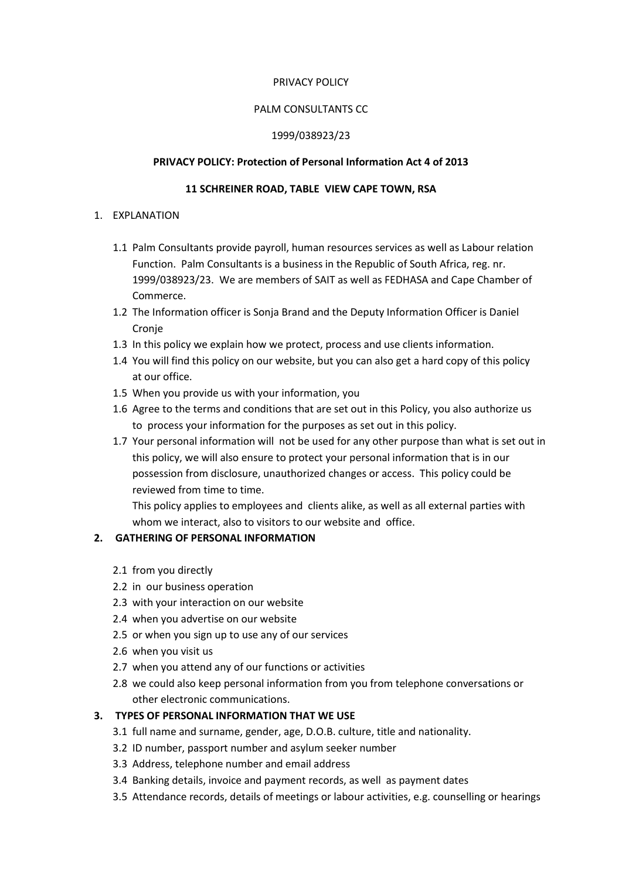PRIVACY POLICY

PALM CONSULTANTS CC

1999/038923/23

**PRIVACY POLICY: Protection of Personal Information Act 4 of 2013**

**11 SCHREINER ROAD, TABLE VIEW CAPE TOWN, RSA**

1. EXPLANATION

   1.1 Palm Consultants provide payroll, human resources services as well as Labour relation Function. Palm Consultants is a business in the Republic of South Africa, reg. nr. 1999/038923/23. We are members of SAIT as well as FEDHASA and Cape Chamber of Commerce.

   1.2 The Information officer is Sonja Brand and the Deputy Information Officer is Daniel Cronje

   1.3 In this policy we explain how we protect, process and use clients information.

   1.4 You will find this policy on our website, but you can also get a hard copy of this policy at our office.

   1.5 When you provide us with your information, you

   1.6 Agree to the terms and conditions that are set out in this Policy, you also authorize us to process your information for the purposes as set out in this policy.

   1.7 Your personal information will not be used for any other purpose than what is set out in this policy, we will also ensure to protect your personal information that is in our possession from disclosure, unauthorized changes or access. This policy could be reviewed from time to time.

   This policy applies to employees and clients alike, as well as all external parties with whom we interact, also to visitors to our website and office.

**2. GATHERING OF PERSONAL INFORMATION**

   2.1 from you directly

   2.2 in our business operation

   2.3 with your interaction on our website

   2.4 when you advertise on our website

   2.5 or when you sign up to use any of our services

   2.6 when you visit us

   2.7 when you attend any of our functions or activities

   2.8 we could also keep personal information from you from telephone conversations or other electronic communications.

**3. TYPES OF PERSONAL INFORMATION THAT WE USE**

   3.1 full name and surname, gender, age, D.O.B. culture, title and nationality.

   3.2 ID number, passport number and asylum seeker number

   3.3 Address, telephone number and email address

   3.4 Banking details, invoice and payment records, as well as payment dates

   3.5 Attendance records, details of meetings or labour activities, e.g. counselling or hearings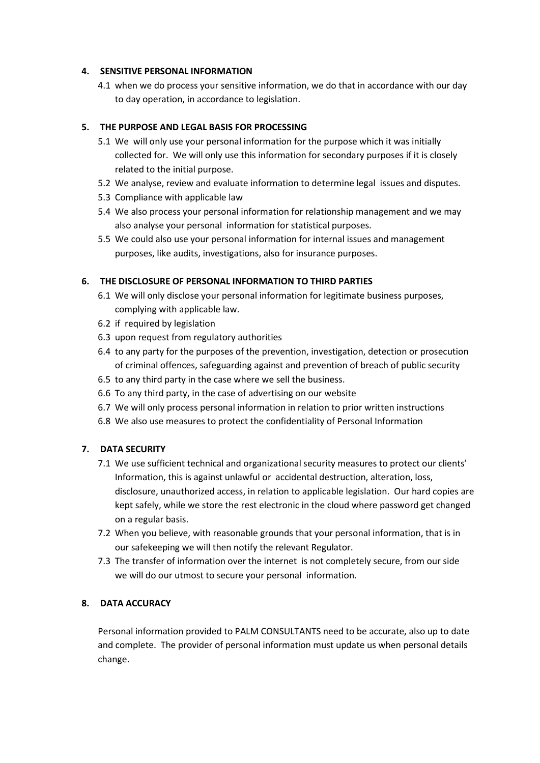## 4. SENSITIVE PERSONAL INFORMATION

4.1 when we do process your sensitive information, we do that in accordance with our day to day operation, in accordance to legislation.

## 5. THE PURPOSE AND LEGAL BASIS FOR PROCESSING

5.1 We will only use your personal information for the purpose which it was initially collected for. We will only use this information for secondary purposes if it is closely related to the initial purpose.

5.2 We analyse, review and evaluate information to determine legal issues and disputes.

5.3 Compliance with applicable law

5.4 We also process your personal information for relationship management and we may also analyse your personal information for statistical purposes.

5.5 We could also use your personal information for internal issues and management purposes, like audits, investigations, also for insurance purposes.

## 6. THE DISCLOSURE OF PERSONAL INFORMATION TO THIRD PARTIES

6.1 We will only disclose your personal information for legitimate business purposes, complying with applicable law.

6.2 if required by legislation

6.3 upon request from regulatory authorities

6.4 to any party for the purposes of the prevention, investigation, detection or prosecution of criminal offences, safeguarding against and prevention of breach of public security

6.5 to any third party in the case where we sell the business.

6.6 To any third party, in the case of advertising on our website

6.7 We will only process personal information in relation to prior written instructions

6.8 We also use measures to protect the confidentiality of Personal Information

## 7. DATA SECURITY

7.1 We use sufficient technical and organizational security measures to protect our clients' Information, this is against unlawful or accidental destruction, alteration, loss, disclosure, unauthorized access, in relation to applicable legislation. Our hard copies are kept safely, while we store the rest electronic in the cloud where password get changed on a regular basis.

7.2 When you believe, with reasonable grounds that your personal information, that is in our safekeeping we will then notify the relevant Regulator.

7.3 The transfer of information over the internet is not completely secure, from our side we will do our utmost to secure your personal information.

## 8. DATA ACCURACY

Personal information provided to PALM CONSULTANTS need to be accurate, also up to date and complete. The provider of personal information must update us when personal details change.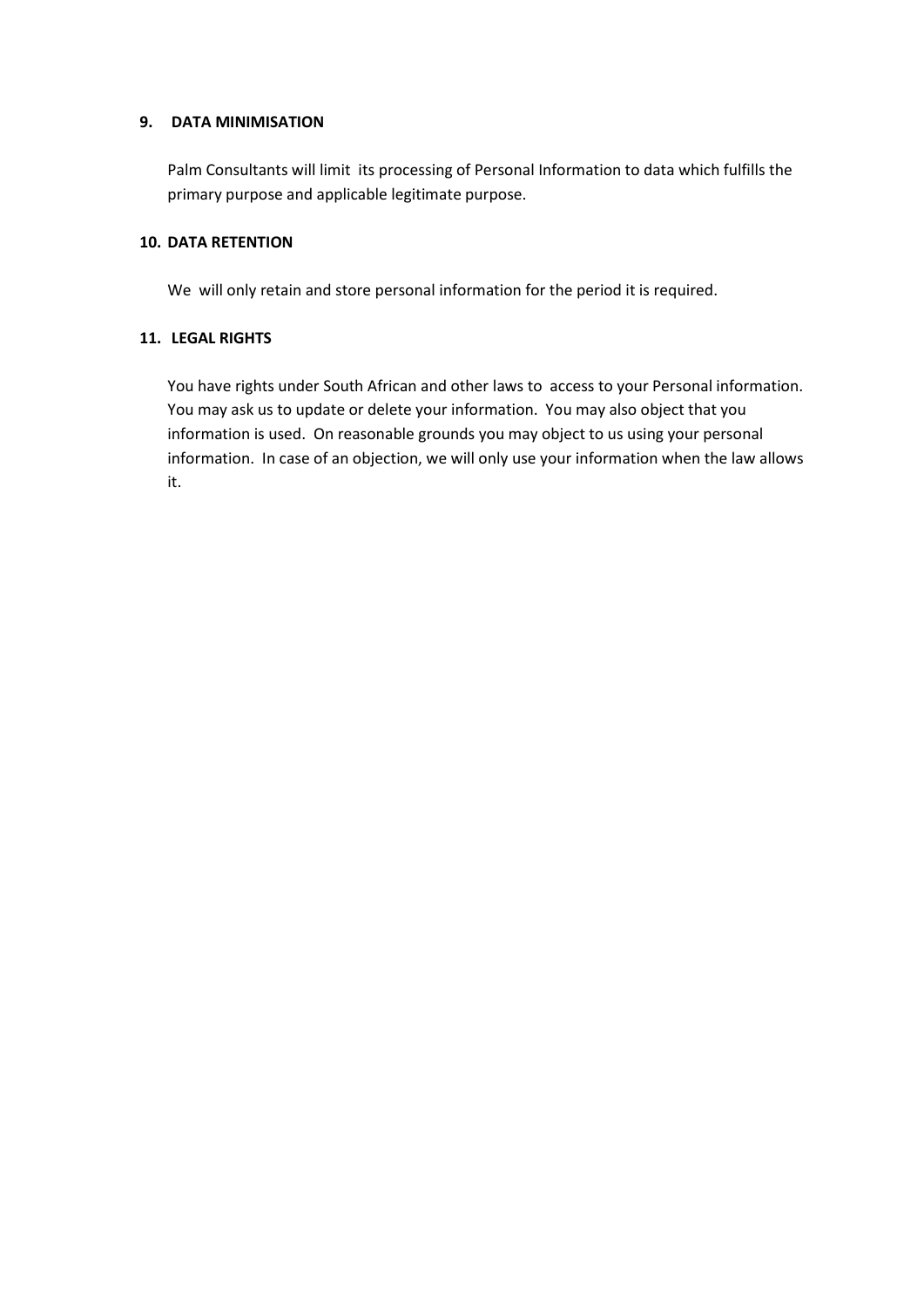## 9. DATA MINIMISATION

Palm Consultants will limit its processing of Personal Information to data which fulfills the primary purpose and applicable legitimate purpose.

## 10. DATA RETENTION

We will only retain and store personal information for the period it is required.

## 11. LEGAL RIGHTS

You have rights under South African and other laws to access to your Personal information. You may ask us to update or delete your information. You may also object that you information is used. On reasonable grounds you may object to us using your personal information. In case of an objection, we will only use your information when the law allows it.